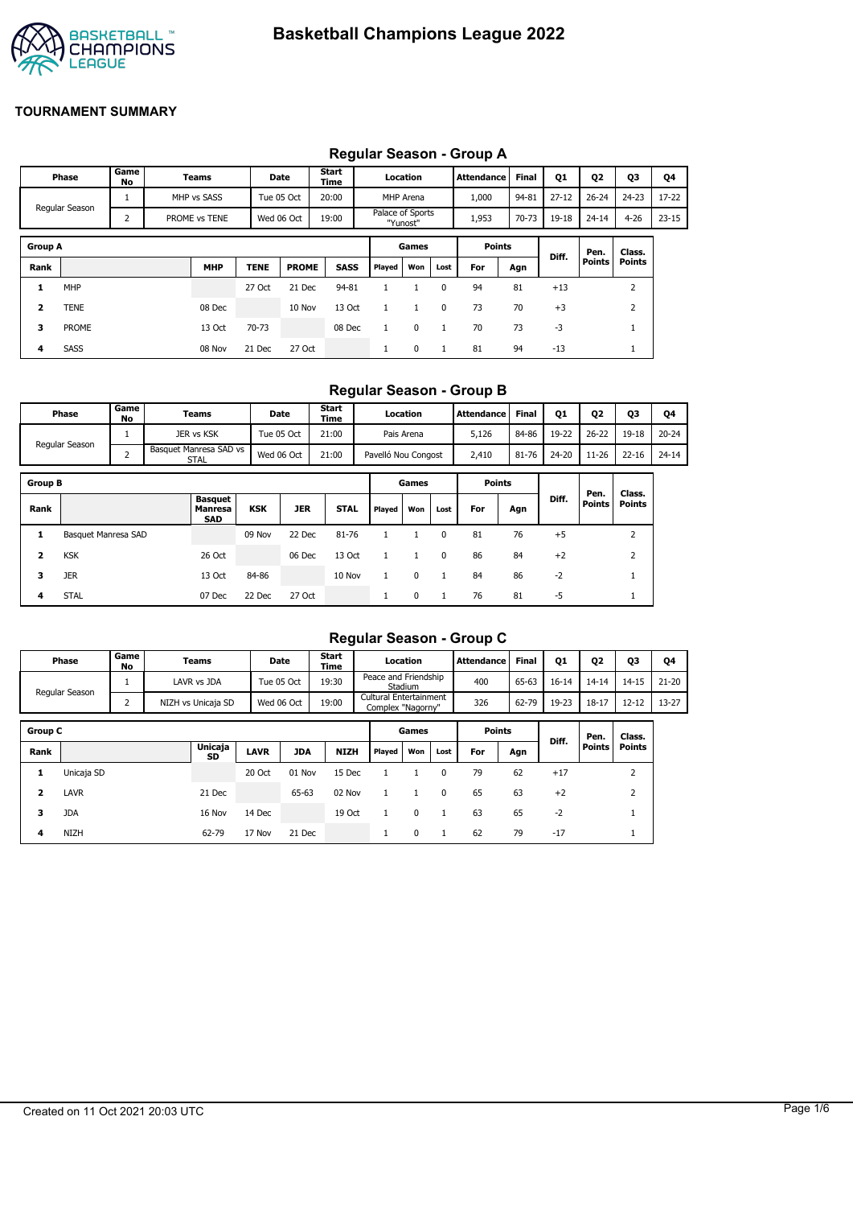# Basketball Champions League 2022

## TOURNAMENT SUMMARY

### Regular Season - Group A

| Phase | Game No | Teams | Date | Start Time | Location | Attendance | Final | Q1 | Q2 | Q3 | Q4 |
|---|---|---|---|---|---|---|---|---|---|---|---|
| Regular Season | 1 | MHP vs SASS | Tue 05 Oct | 20:00 | MHP Arena | 1,000 | 94-81 | 27-12 | 26-24 | 24-23 | 17-22 |
| | 2 | PROME vs TENE | Wed 06 Oct | 19:00 | Palace of Sports "Yunost" | 1,953 | 70-73 | 19-18 | 24-14 | 4-26 | 23-15 |

| Group A | | | | | | Games | | | Points | | Diff. | Pen. Points | Class. Points |
|---|---|---|---|---|---|---|---|---|---|---|---|---|---|
| Rank | | MHP | TENE | PROME | SASS | Played | Won | Lost | For | Agn | | | |
| 1 | MHP | | 27 Oct | 21 Dec | 94-81 | 1 | 1 | 0 | 94 | 81 | +13 | | 2 |
| 2 | TENE | 08 Dec | | 10 Nov | 13 Oct | 1 | 1 | 0 | 73 | 70 | +3 | | 2 |
| 3 | PROME | 13 Oct | 70-73 | | 08 Dec | 1 | 0 | 1 | 70 | 73 | -3 | | 1 |
| 4 | SASS | 08 Nov | 21 Dec | 27 Oct | | 1 | 0 | 1 | 81 | 94 | -13 | | 1 |

### Regular Season - Group B

| Phase | Game No | Teams | Date | Start Time | Location | Attendance | Final | Q1 | Q2 | Q3 | Q4 |
|---|---|---|---|---|---|---|---|---|---|---|---|
| Regular Season | 1 | JER vs KSK | Tue 05 Oct | 21:00 | Pais Arena | 5,126 | 84-86 | 19-22 | 26-22 | 19-18 | 20-24 |
| | 2 | Basquet Manresa SAD vs STAL | Wed 06 Oct | 21:00 | Pavelló Nou Congost | 2,410 | 81-76 | 24-20 | 11-26 | 22-16 | 24-14 |

| Group B | | | | | | Games | | | Points | | Diff. | Pen. Points | Class. Points |
|---|---|---|---|---|---|---|---|---|---|---|---|---|---|
| Rank | | Basquet Manresa SAD | KSK | JER | STAL | Played | Won | Lost | For | Agn | | | |
| 1 | Basquet Manresa SAD | | 09 Nov | 22 Dec | 81-76 | 1 | 1 | 0 | 81 | 76 | +5 | | 2 |
| 2 | KSK | 26 Oct | | 06 Dec | 13 Oct | 1 | 1 | 0 | 86 | 84 | +2 | | 2 |
| 3 | JER | 13 Oct | 84-86 | | 10 Nov | 1 | 0 | 1 | 84 | 86 | -2 | | 1 |
| 4 | STAL | 07 Dec | 22 Dec | 27 Oct | | 1 | 0 | 1 | 76 | 81 | -5 | | 1 |

### Regular Season - Group C

| Phase | Game No | Teams | Date | Start Time | Location | Attendance | Final | Q1 | Q2 | Q3 | Q4 |
|---|---|---|---|---|---|---|---|---|---|---|---|
| Regular Season | 1 | LAVR vs JDA | Tue 05 Oct | 19:30 | Peace and Friendship Stadium | 400 | 65-63 | 16-14 | 14-14 | 14-15 | 21-20 |
| | 2 | NIZH vs Unicaja SD | Wed 06 Oct | 19:00 | Cultural Entertainment Complex "Nagorny" | 326 | 62-79 | 19-23 | 18-17 | 12-12 | 13-27 |

| Group C | | | | | | Games | | | Points | | Diff. | Pen. Points | Class. Points |
|---|---|---|---|---|---|---|---|---|---|---|---|---|---|
| Rank | | Unicaja SD | LAVR | JDA | NIZH | Played | Won | Lost | For | Agn | | | |
| 1 | Unicaja SD | | 20 Oct | 01 Nov | 15 Dec | 1 | 1 | 0 | 79 | 62 | +17 | | 2 |
| 2 | LAVR | 21 Dec | | 65-63 | 02 Nov | 1 | 1 | 0 | 65 | 63 | +2 | | 2 |
| 3 | JDA | 16 Nov | 14 Dec | | 19 Oct | 1 | 0 | 1 | 63 | 65 | -2 | | 1 |
| 4 | NIZH | 62-79 | 17 Nov | 21 Dec | | 1 | 0 | 1 | 62 | 79 | -17 | | 1 |

Created on 11 Oct 2021 20:03 UTC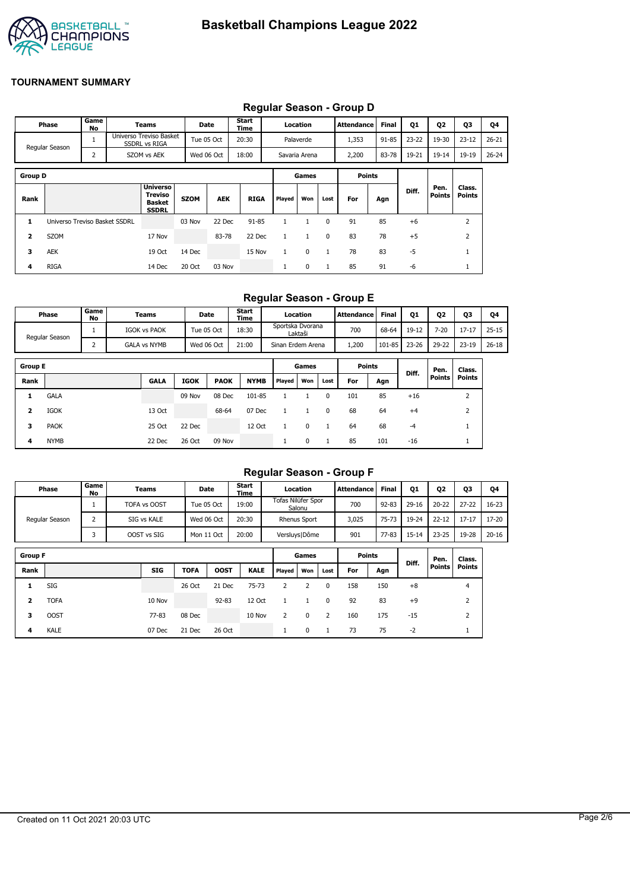# Basketball Champions League 2022

## TOURNAMENT SUMMARY

### Regular Season - Group D

| Phase | Game No | Teams | Date | Start Time | Location | Attendance | Final | Q1 | Q2 | Q3 | Q4 |
|---|---|---|---|---|---|---|---|---|---|---|---|
| Regular Season | 1 | Universo Treviso Basket SSDRL vs RIGA | Tue 05 Oct | 20:30 | Palaverde | 1,353 | 91-85 | 23-22 | 19-30 | 23-12 | 26-21 |
| | 2 | SZOM vs AEK | Wed 06 Oct | 18:00 | Savaria Arena | 2,200 | 83-78 | 19-21 | 19-14 | 19-19 | 26-24 |

| Group D | | | | | | Games | | | Points | | | | |
|---|---|---|---|---|---|---|---|---|---|---|---|---|---|
| Rank | | Universo Treviso Basket SSDRL | SZOM | AEK | RIGA | Played | Won | Lost | For | Agn | Diff. | Pen. Points | Class. Points |
| 1 | Universo Treviso Basket SSDRL | | 03 Nov | 22 Dec | 91-85 | 1 | 1 | 0 | 91 | 85 | +6 | | 2 |
| 2 | SZOM | 17 Nov | | 83-78 | 22 Dec | 1 | 1 | 0 | 83 | 78 | +5 | | 2 |
| 3 | AEK | 19 Oct | 14 Dec | | 15 Nov | 1 | 0 | 1 | 78 | 83 | -5 | | 1 |
| 4 | RIGA | 14 Dec | 20 Oct | 03 Nov | | 1 | 0 | 1 | 85 | 91 | -6 | | 1 |

### Regular Season - Group E

| Phase | Game No | Teams | Date | Start Time | Location | Attendance | Final | Q1 | Q2 | Q3 | Q4 |
|---|---|---|---|---|---|---|---|---|---|---|---|
| Regular Season | 1 | IGOK vs PAOK | Tue 05 Oct | 18:30 | Sportska Dvorana Laktaši | 700 | 68-64 | 19-12 | 7-20 | 17-17 | 25-15 |
| | 2 | GALA vs NYMB | Wed 06 Oct | 21:00 | Sinan Erdem Arena | 1,200 | 101-85 | 23-26 | 29-22 | 23-19 | 26-18 |

| Group E | | | | | | Games | | | Points | | | | |
|---|---|---|---|---|---|---|---|---|---|---|---|---|---|
| Rank | | GALA | IGOK | PAOK | NYMB | Played | Won | Lost | For | Agn | Diff. | Pen. Points | Class. Points |
| 1 | GALA | | 09 Nov | 08 Dec | 101-85 | 1 | 1 | 0 | 101 | 85 | +16 | | 2 |
| 2 | IGOK | 13 Oct | | 68-64 | 07 Dec | 1 | 1 | 0 | 68 | 64 | +4 | | 2 |
| 3 | PAOK | 25 Oct | 22 Dec | | 12 Oct | 1 | 0 | 1 | 64 | 68 | -4 | | 1 |
| 4 | NYMB | 22 Dec | 26 Oct | 09 Nov | | 1 | 0 | 1 | 85 | 101 | -16 | | 1 |

### Regular Season - Group F

| Phase | Game No | Teams | Date | Start Time | Location | Attendance | Final | Q1 | Q2 | Q3 | Q4 |
|---|---|---|---|---|---|---|---|---|---|---|---|
| Regular Season | 1 | TOFA vs OOST | Tue 05 Oct | 19:00 | Tofas Nilüfer Spor Salonu | 700 | 92-83 | 29-16 | 20-22 | 27-22 | 16-23 |
| | 2 | SIG vs KALE | Wed 06 Oct | 20:30 | Rhenus Sport | 3,025 | 75-73 | 19-24 | 22-12 | 17-17 | 17-20 |
| | 3 | OOST vs SIG | Mon 11 Oct | 20:00 | Versluys\|Dôme | 901 | 77-83 | 15-14 | 23-25 | 19-28 | 20-16 |

| Group F | | | | | | Games | | | Points | | | | |
|---|---|---|---|---|---|---|---|---|---|---|---|---|---|
| Rank | | SIG | TOFA | OOST | KALE | Played | Won | Lost | For | Agn | Diff. | Pen. Points | Class. Points |
| 1 | SIG | | 26 Oct | 21 Dec | 75-73 | 2 | 2 | 0 | 158 | 150 | +8 | | 4 |
| 2 | TOFA | 10 Nov | | 92-83 | 12 Oct | 1 | 1 | 0 | 92 | 83 | +9 | | 2 |
| 3 | OOST | 77-83 | 08 Dec | | 10 Nov | 2 | 0 | 2 | 160 | 175 | -15 | | 2 |
| 4 | KALE | 07 Dec | 21 Dec | 26 Oct | | 1 | 0 | 1 | 73 | 75 | -2 | | 1 |

Created on 11 Oct 2021 20:03 UTC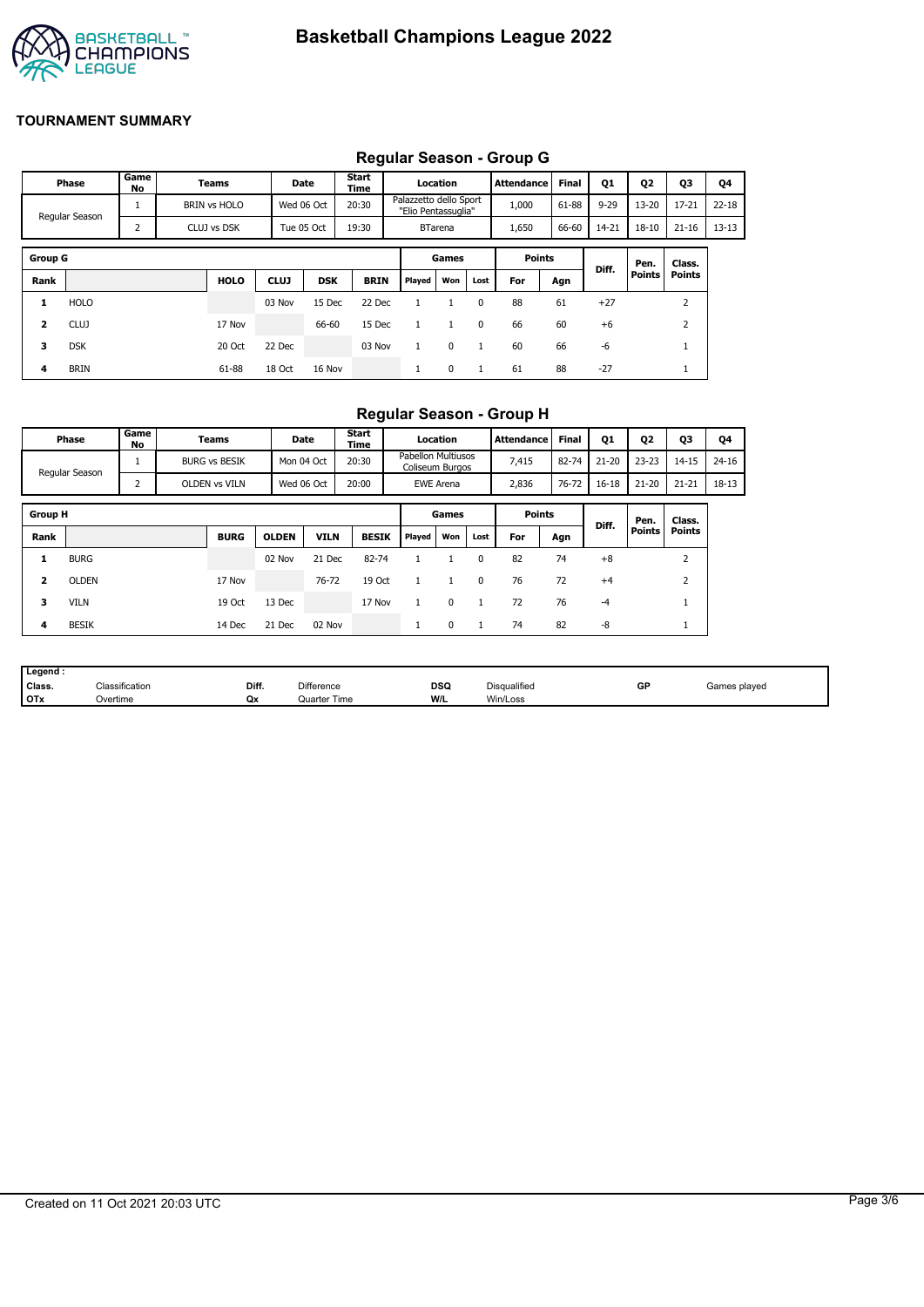# Basketball Champions League 2022

## TOURNAMENT SUMMARY

### Regular Season - Group G

| Phase | Game No | Teams | Date | Start Time | Location | Attendance | Final | Q1 | Q2 | Q3 | Q4 |
|---|---|---|---|---|---|---|---|---|---|---|---|
| Regular Season | 1 | BRIN vs HOLO | Wed 06 Oct | 20:30 | Palazzetto dello Sport "Elio Pentassuglia" | 1,000 | 61-88 | 9-29 | 13-20 | 17-21 | 22-18 |
| | 2 | CLUJ vs DSK | Tue 05 Oct | 19:30 | BTarena | 1,650 | 66-60 | 14-21 | 18-10 | 21-16 | 13-13 |

| Group G | | | | | | Games | | | Points | | Diff. | Pen. Points | Class. Points |
|---|---|---|---|---|---|---|---|---|---|---|---|---|---|
| Rank | | HOLO | CLUJ | DSK | BRIN | Played | Won | Lost | For | Agn | | | |
| 1 | HOLO | | 03 Nov | 15 Dec | 22 Dec | 1 | 1 | 0 | 88 | 61 | +27 | | 2 |
| 2 | CLUJ | 17 Nov | | 66-60 | 15 Dec | 1 | 1 | 0 | 66 | 60 | +6 | | 2 |
| 3 | DSK | 20 Oct | 22 Dec | | 03 Nov | 1 | 0 | 1 | 60 | 66 | -6 | | 1 |
| 4 | BRIN | 61-88 | 18 Oct | 16 Nov | | 1 | 0 | 1 | 61 | 88 | -27 | | 1 |

### Regular Season - Group H

| Phase | Game No | Teams | Date | Start Time | Location | Attendance | Final | Q1 | Q2 | Q3 | Q4 |
|---|---|---|---|---|---|---|---|---|---|---|---|
| Regular Season | 1 | BURG vs BESIK | Mon 04 Oct | 20:30 | Pabellon Multiusos Coliseum Burgos | 7,415 | 82-74 | 21-20 | 23-23 | 14-15 | 24-16 |
| | 2 | OLDEN vs VILN | Wed 06 Oct | 20:00 | EWE Arena | 2,836 | 76-72 | 16-18 | 21-20 | 21-21 | 18-13 |

| Group H | | | | | | Games | | | Points | | Diff. | Pen. Points | Class. Points |
|---|---|---|---|---|---|---|---|---|---|---|---|---|---|
| Rank | | BURG | OLDEN | VILN | BESIK | Played | Won | Lost | For | Agn | | | |
| 1 | BURG | | 02 Nov | 21 Dec | 82-74 | 1 | 1 | 0 | 82 | 74 | +8 | | 2 |
| 2 | OLDEN | 17 Nov | | 76-72 | 19 Oct | 1 | 1 | 0 | 76 | 72 | +4 | | 2 |
| 3 | VILN | 19 Oct | 13 Dec | | 17 Nov | 1 | 0 | 1 | 72 | 76 | -4 | | 1 |
| 4 | BESIK | 14 Dec | 21 Dec | 02 Nov | | 1 | 0 | 1 | 74 | 82 | -8 | | 1 |

| Legend : | | | | | | | |
|---|---|---|---|---|---|---|---|
| Class. | Classification | Diff. | Difference | DSQ | Disqualified | GP | Games played |
| OTx | Overtime | Qx | Quarter Time | W/L | Win/Loss | | |

Created on 11 Oct 2021 20:03 UTC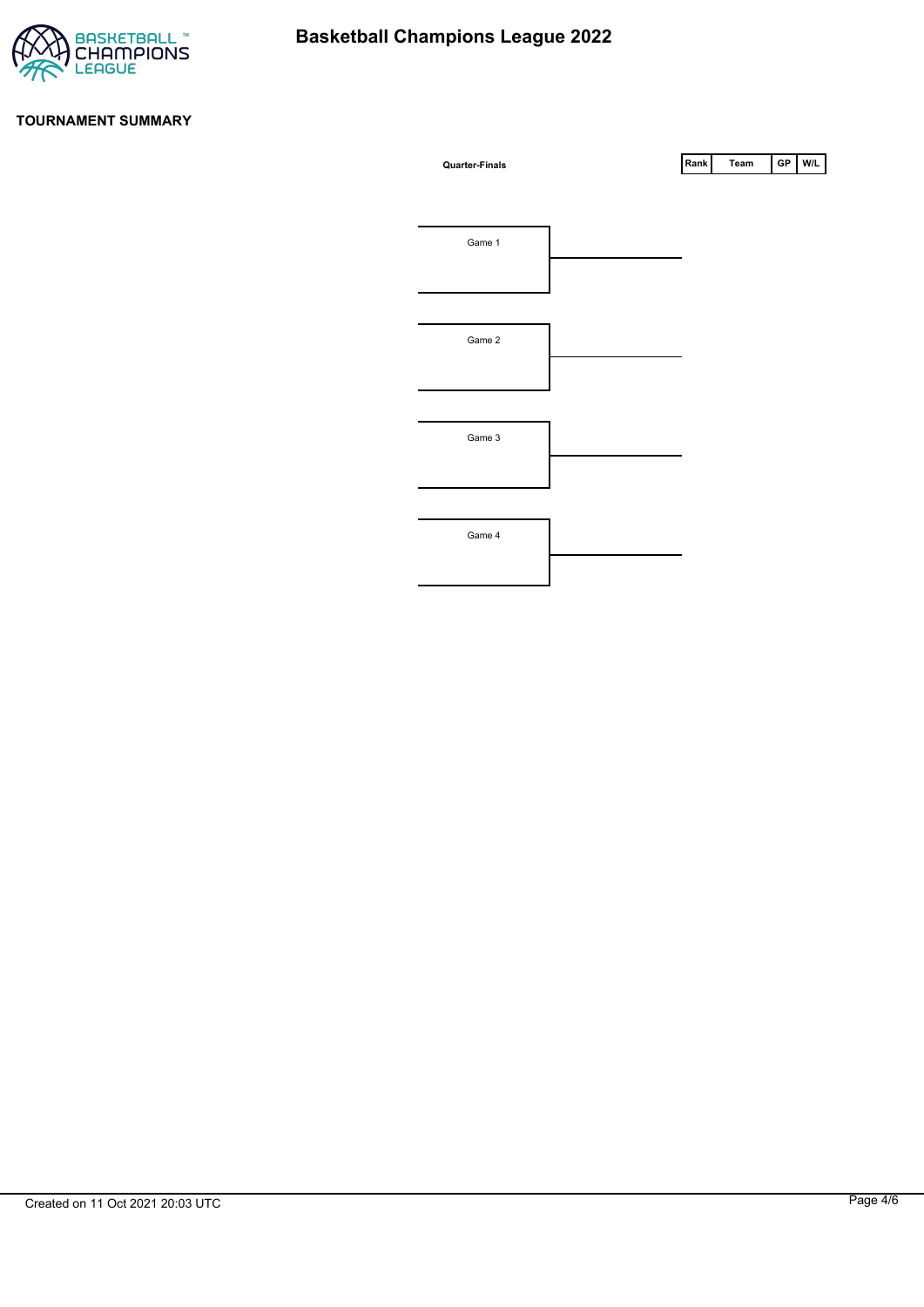# Basketball Champions League 2022

## TOURNAMENT SUMMARY

**Quarter-Finals**

| Rank | Team | GP | W/L |
| --- | --- | --- | --- |

Game 1

Game 2

Game 3

Game 4

Created on 11 Oct 2021 20:03 UTC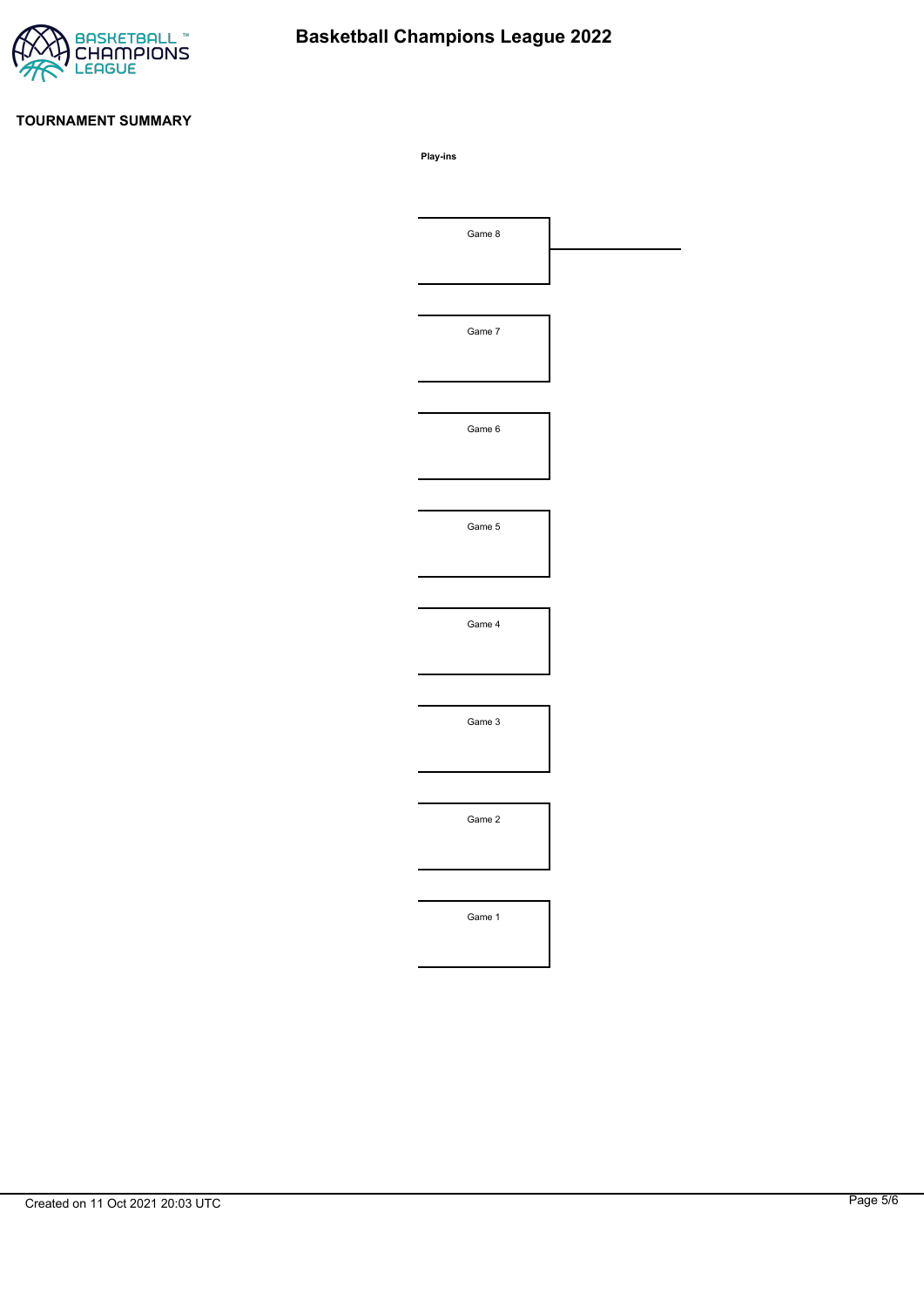# Basketball Champions League 2022

## TOURNAMENT SUMMARY

**Play-ins**

Game 8

Game 7

Game 6

Game 5

Game 4

Game 3

Game 2

Game 1

Created on 11 Oct 2021 20:03 UTC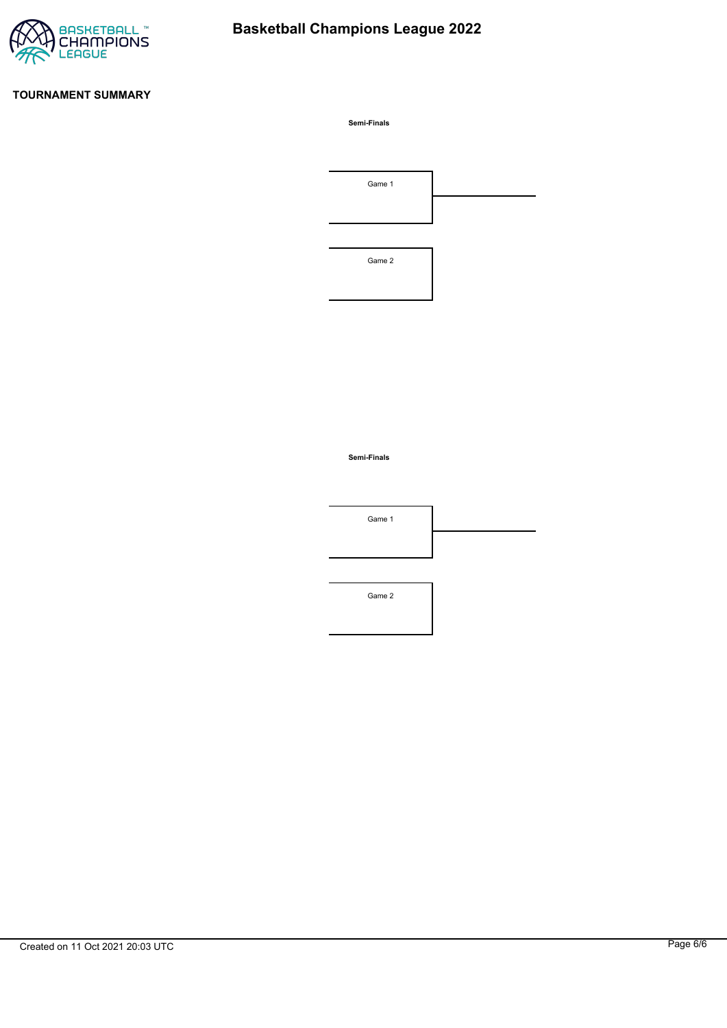# Basketball Champions League 2022

**TOURNAMENT SUMMARY**

**Semi-Finals**

Game 1

Game 2

**Semi-Finals**

Game 1

Game 2

Created on 11 Oct 2021 20:03 UTC